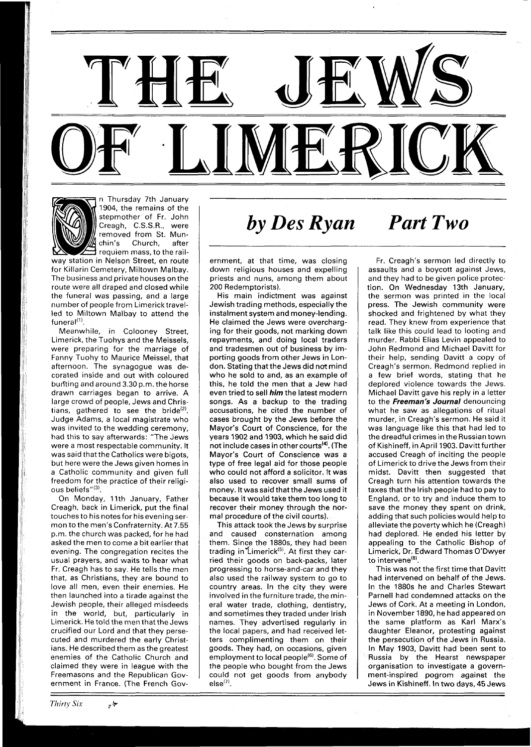# THE JEWS OF LIMERICK

## by Des Ryan — Part Two

On Thursday 7th January 1904, the remains of the stepmother of Fr. John Creagh, C.S.S.R., were removed from St. Munchin's Church, after requiem mass, to the railway station in Nelson Street, en route for Killarin Cemetery, Miltown Malbay. The business and private houses on the route were all draped and closed while the funeral was passing, and a large number of people from Limerick travelled to Miltown Malbay to attend the funeral[1].

Meanwhile, in Colooney Street, Limerick, the Tuohys and the Meissels, were preparing for the marriage of Fanny Tuohy to Maurice Meissel, that afternoon. The synagogue was decorated inside and out with coloured bunting and around 3.30 p.m. the horse drawn carriages began to arrive. A large crowd of people, Jews and Christians, gathered to see the bride[2]. Judge Adams, a local magistrate who was invited to the wedding ceremony, had this to say afterwards: "The Jews were a most respectable community. It was said that the Catholics were bigots, but here were the Jews given homes in a Catholic community and given full freedom for the practice of their religious beliefs"[3].

On Monday, 11th January, Father Creagh, back in Limerick, put the final touches to his notes for his evening sermon to the men's Confraternity. At 7.55 p.m. the church was packed, for he had asked the men to come a bit earlier that evening. The congregation recites the usual prayers, and waits to hear what Fr. Creagh has to say. He tells the men that, as Christians, they are bound to love all men, even their enemies. He then launched into a tirade against the Jewish people, their alleged misdeeds in the world, but, particularly in Limerick. He told the men that the Jews crucified our Lord and that they persecuted and murdered the early Christians. He described them as the greatest enemies of the Catholic Church and claimed they were in league with the Freemasons and the Republican Government in France. (The French Government, at that time, was closing down religious houses and expelling priests and nuns, among them about 200 Redemptorists).

His main indictment was against Jewish trading methods, especially the instalment system and money-lending. He claimed the Jews were overcharging for their goods, not marking down repayments, and doing local traders and tradesmen out of business by importing goods from other Jews in London. Stating that the Jews did not mind who he sold to and, as an example of this, he told the men that a Jew had even tried to sell ***him*** the latest modern songs. As a backup to the trading accusations, he cited the number of cases brought by the Jews before the Mayor's Court of Conscience, for the years 1902 and 1903, which he said did not include cases in other courts[4]. (The Mayor's Court of Conscience was a type of free legal aid for those people who could not afford a solicitor. It was also used to recover small sums of money. It was said that the Jews used it because it would take them too long to recover their money through the normal procedure of the civil courts).

This attack took the Jews by surprise and caused consternation among them. Since the 1880s, they had been trading in Limerick[5]. At first they carried their goods on back-packs, later progressing to horse-and-car and they also used the railway system to go to country areas. In the city they were involved in the furniture trade, the mineral water trade, clothing, dentistry, and sometimes they traded under Irish names. They advertised regularly in the local papers, and had received letters complimenting them on their goods. They had, on occasions, given employment to local people[6]. Some of the people who bought from the Jews could not get goods from anybody else[7].

Fr. Creagh's sermon led directly to assaults and a boycott against Jews, and they had to be given police protection. On Wednesday 13th January, the sermon was printed in the local press. The Jewish community were shocked and frightened by what they read. They knew from experience that talk like this could lead to looting and murder. Rabbi Elias Levin appealed to John Redmond and Michael Davitt for their help, sending Davitt a copy of Creagh's sermon. Redmond replied in a few brief words, stating that he deplored violence towards the Jews. Michael Davitt gave his reply in a letter to the ***Freeman's Journal*** denouncing what he saw as allegations of ritual murder, in Creagh's sermon. He said it was language like this that had led to the dreadful crimes in the Russian town of Kishineff, in April 1903. Davitt further accused Creagh of inciting the people of Limerick to drive the Jews from their midst. Davitt then suggested that Creagh turn his attention towards the taxes that the Irish people had to pay to England, or to try and induce them to save the money they spent on drink, adding that such policies would help to alleviate the poverty which he (Creagh) had deplored. He ended his letter by appealing to the Catholic Bishop of Limerick, Dr. Edward Thomas O'Dwyer to intervene[8].

This was not the first time that Davitt had intervened on behalf of the Jews. In the 1880s he and Charles Stewart Parnell had condemned attacks on the Jews of Cork. At a meeting in London, in November 1890, he had appeared on the same platform as Karl Marx's daughter Eleanor, protesting against the persecution of the Jews in Russia. In May 1903, Davitt had been sent to Russia by the Hearst newspaper organisation to investigate a government-inspired pogrom against the Jews in Kishineff. In two days, 45 Jews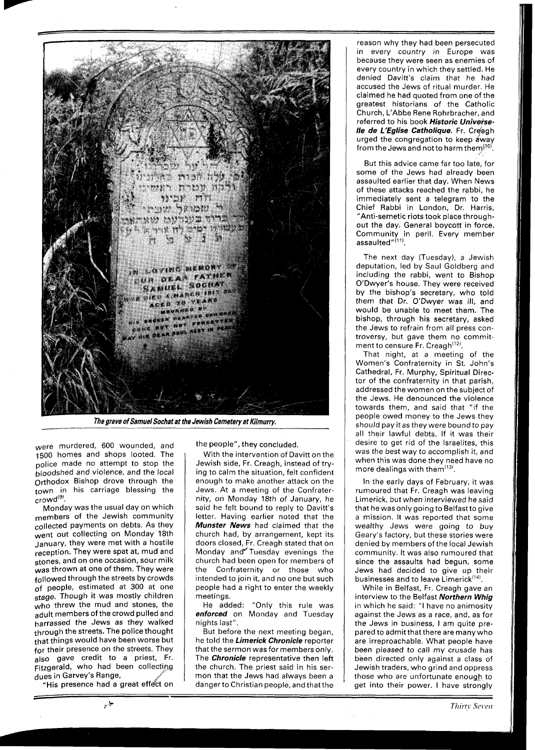The grave of Samuel Sochat at the Jewish Cemetery at Kilmurry.

were murdered, 600 wounded, and 1500 homes and shops looted. The police made no attempt to stop the bloodshed and violence, and the local Orthodox Bishop drove through the town in his carriage blessing the crowd[9].

Monday was the usual day on which members of the Jewish community collected payments on debts. As they went out collecting on Monday 18th January, they were met with a hostile reception. They were spat at, mud and stones, and on one occasion, sour milk was thrown at one of them. They were followed through the streets by crowds of people, estimated at 300 at one stage. Though it was mostly children who threw the mud and stones, the adult members of the crowd pulled and harrassed the Jews as they walked through the streets. The police thought that things would have been worse but for their presence on the streets. They also gave credit to a priest, Fr. Fitzgerald, who had been collecting dues in Garvey's Range,

"His presence had a great effect on the people", they concluded.

With the intervention of Davitt on the Jewish side, Fr. Creagh, instead of trying to calm the situation, felt confident enough to make another attack on the Jews. At a meeting of the Confraternity, on Monday 18th of January, he said he felt bound to reply to Davitt's letter. Having earlier noted that the ***Munster News*** had claimed that the church had, by arrangement, kept its doors closed, Fr. Creagh stated that on Monday and Tuesday evenings the church had been open for members of the Confraternity or those who intended to join it, and no one but such people had a right to enter the weekly meetings.

He added: "Only this rule was ***enforced*** on Monday and Tuesday nights last".

But before the next meeting began, he told the ***Limerick Chronicle*** reporter that the sermon was for members only. The ***Chronicle*** representative then left the church. The priest said in his sermon that the Jews had always been a danger to Christian people, and that the reason why they had been persecuted in every country in Europe was because they were seen as enemies of every country in which they settled. He denied Davitt's claim that he had accused the Jews of ritual murder. He claimed he had quoted from one of the greatest historians of the Catholic Church, L'Abbe Rene Rohrbracher, and referred to his book ***Historic Universelle de L'Eglise Catholique.*** Fr. Creagh urged the congregation to keep away from the Jews and not to harm them[10].

But this advice came far too late, for some of the Jews had already been assaulted earlier that day. When News of these attacks reached the rabbi, he immediately sent a telegram to the Chief Rabbi in London, Dr. Harris, "Anti-semetic riots took place throughout the day. General boycott in force. Community in peril. Every member assaulted"[11].

The next day (Tuesday), a Jewish deputation, led by Saul Goldberg and including the rabbi, went to Bishop O'Dwyer's house. They were received by the bishop's secretary, who told them that Dr. O'Dwyer was ill, and would be unable to meet them. The bishop, through his secretary, asked the Jews to refrain from all press controversy, but gave them no commitment to censure Fr. Creagh[12].

That night, at a meeting of the Women's Confraternity in St. John's Cathedral, Fr. Murphy, Spiritual Director of the confraternity in that parish, addressed the women on the subject of the Jews. He denounced the violence towards them, and said that "if the people owed money to the Jews they should pay it as they were bound to pay all their lawful debts. If it was their desire to get rid of the Israelites, this was the best way to accomplish it, and when this was done they need have no more dealings with them[13].

In the early days of February, it was rumoured that Fr. Creagh was leaving Limerick, but when interviewed he said that he was only going to Belfast to give a mission. It was reported that some wealthy Jews were going to buy Geary's factory, but these stories were denied by members of the local Jewish community. It was also rumoured that since the assaults had begun, some Jews had decided to give up their businesses and to leave Limerick[14].

While in Belfast, Fr. Creagh gave an interview to the Belfast ***Northern Whig*** in which he said: "I have no animosity against the Jews as a race, and, as for the Jews in business, I am quite prepared to admit that there are many who are irreproachable. What people have been pleased to call my crusade has been directed only against a class of Jewish traders, who grind and oppress those who are unfortunate enough to get into their power. I have strongly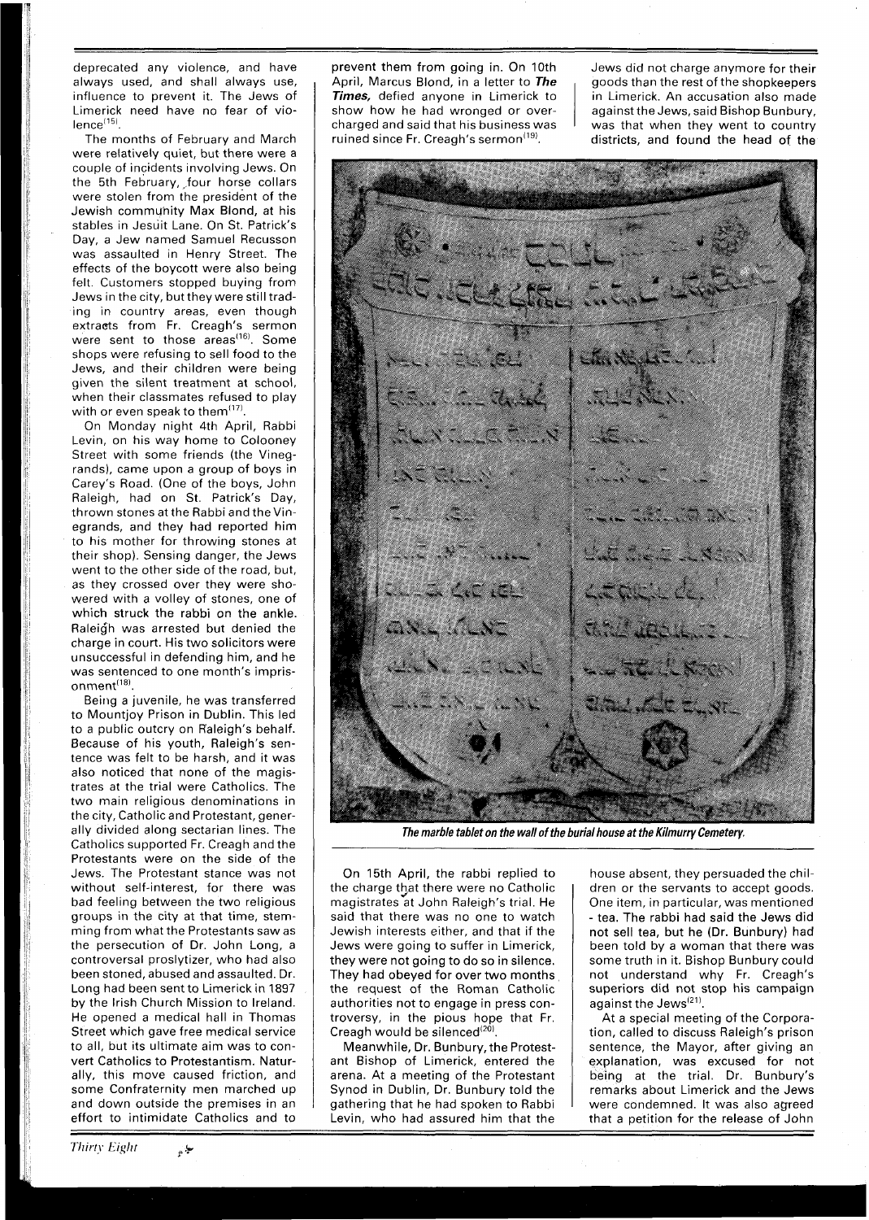deprecated any violence, and have always used, and shall always use, influence to prevent it. The Jews of Limerick need have no fear of violence[15].

The months of February and March were relatively quiet, but there were a couple of incidents involving Jews. On the 5th February, four horse collars were stolen from the president of the Jewish community Max Blond, at his stables in Jesuit Lane. On St. Patrick's Day, a Jew named Samuel Recusson was assaulted in Henry Street. The effects of the boycott were also being felt. Customers stopped buying from Jews in the city, but they were still trading in country areas, even though extracts from Fr. Creagh's sermon were sent to those areas[16]. Some shops were refusing to sell food to the Jews, and their children were being given the silent treatment at school, when their classmates refused to play with or even speak to them[17].

On Monday night 4th April, Rabbi Levin, on his way home to Colooney Street with some friends (the Vinegrands), came upon a group of boys in Carey's Road. (One of the boys, John Raleigh, had on St. Patrick's Day, thrown stones at the Rabbi and the Vinegrands, and they had reported him to his mother for throwing stones at their shop). Sensing danger, the Jews went to the other side of the road, but, as they crossed over they were showered with a volley of stones, one of which struck the rabbi on the ankle. Raleigh was arrested but denied the charge in court. His two solicitors were unsuccessful in defending him, and he was sentenced to one month's imprisonment[18].

Being a juvenile, he was transferred to Mountjoy Prison in Dublin. This led to a public outcry on Raleigh's behalf. Because of his youth, Raleigh's sentence was felt to be harsh, and it was also noticed that none of the magistrates at the trial were Catholics. The two main religious denominations in the city, Catholic and Protestant, generally divided along sectarian lines. The Catholics supported Fr. Creagh and the Protestants were on the side of the Jews. The Protestant stance was not without self-interest, for there was bad feeling between the two religious groups in the city at that time, stemming from what the Protestants saw as the persecution of Dr. John Long, a controversal proslytizer, who had also been stoned, abused and assaulted. Dr. Long had been sent to Limerick in 1897 by the Irish Church Mission to Ireland. He opened a medical hall in Thomas Street which gave free medical service to all, but its ultimate aim was to convert Catholics to Protestantism. Naturally, this move caused friction, and some Confraternity men marched up and down outside the premises in an effort to intimidate Catholics and to prevent them from going in. On 10th April, Marcus Blond, in a letter to ***The Times,*** defied anyone in Limerick to show how he had wronged or overcharged and said that his business was ruined since Fr. Creagh's sermon[19].

Jews did not charge anymore for their goods than the rest of the shopkeepers in Limerick. An accusation also made against the Jews, said Bishop Bunbury, was that when they went to country districts, and found the head of the house absent, they persuaded the children or the servants to accept goods. One item, in particular, was mentioned - tea. The rabbi had said the Jews did not sell tea, but he (Dr. Bunbury) had been told by a woman that there was some truth in it. Bishop Bunbury could not understand why Fr. Creagh's superiors did not stop his campaign against the Jews[21].

*The marble tablet on the wall of the burial house at the Kilmurry Cemetery.*

On 15th April, the rabbi replied to the charge that there were no Catholic magistrates at John Raleigh's trial. He said that there was no one to watch Jewish interests either, and that if the Jews were going to suffer in Limerick, they were not going to do so in silence. They had obeyed for over two months the request of the Roman Catholic authorities not to engage in press controversy, in the pious hope that Fr. Creagh would be silenced[20].

Meanwhile, Dr. Bunbury, the Protestant Bishop of Limerick, entered the arena. At a meeting of the Protestant Synod in Dublin, Dr. Bunbury told the gathering that he had spoken to Rabbi Levin, who had assured him that the Jews did not charge anymore for their goods than the rest of the shopkeepers in Limerick.

At a special meeting of the Corporation, called to discuss Raleigh's prison sentence, the Mayor, after giving an explanation, was excused for not being at the trial. Dr. Bunbury's remarks about Limerick and the Jews were condemned. It was also agreed that a petition for the release of John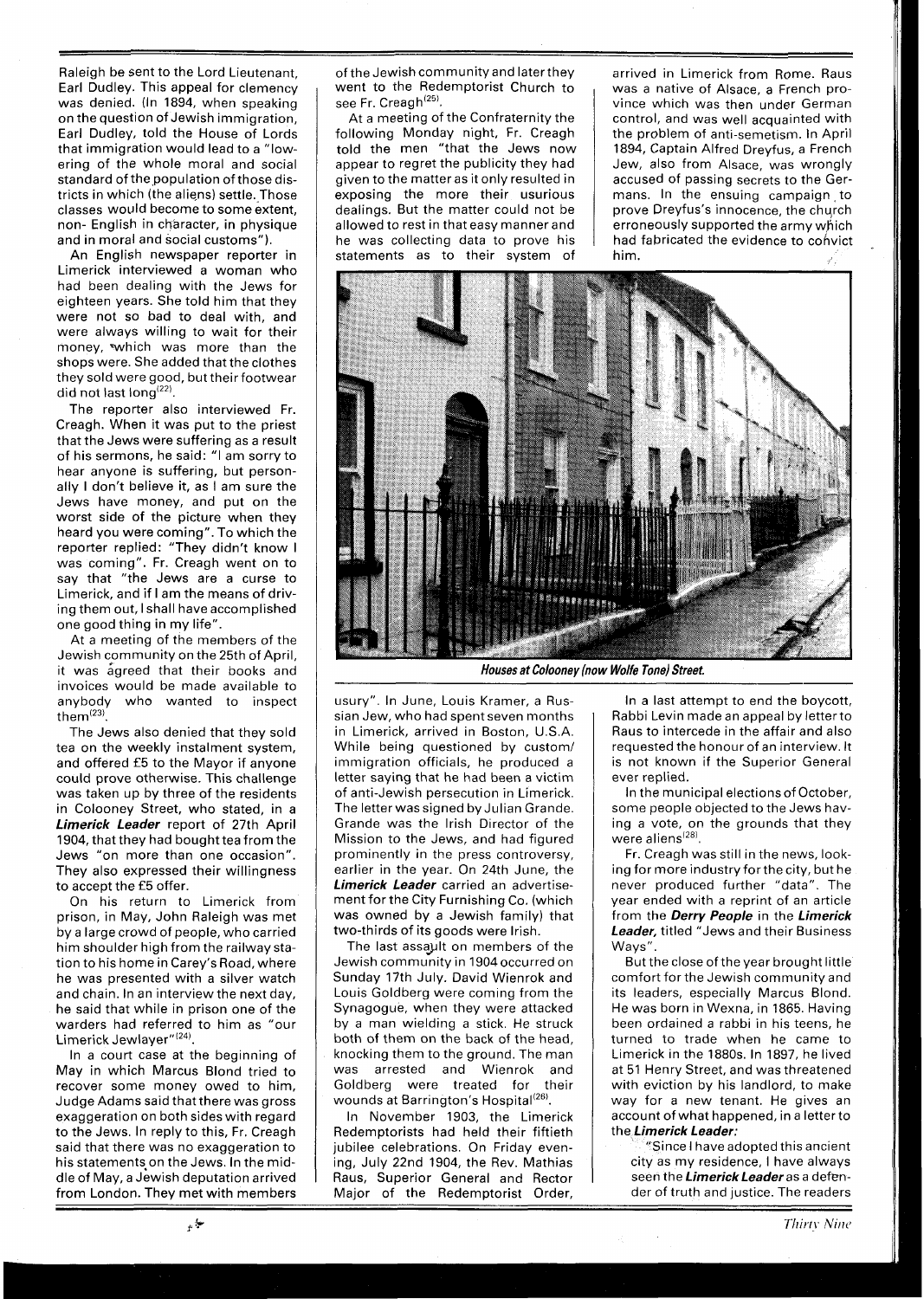Raleigh be sent to the Lord Lieutenant, Earl Dudley. This appeal for clemency was denied. (In 1894, when speaking on the question of Jewish immigration, Earl Dudley, told the House of Lords that immigration would lead to a "lowering of the whole moral and social standard of the population of those districts in which (the aliens) settle. Those classes would become to some extent, non- English in character, in physique and in moral and social customs").

An English newspaper reporter in Limerick interviewed a woman who had been dealing with the Jews for eighteen years. She told him that they were not so bad to deal with, and were always willing to wait for their money, which was more than the shops were. She added that the clothes they sold were good, but their footwear did not last long[22].

The reporter also interviewed Fr. Creagh. When it was put to the priest that the Jews were suffering as a result of his sermons, he said: "I am sorry to hear anyone is suffering, but personally I don't believe it, as I am sure the Jews have money, and put on the worst side of the picture when they heard you were coming". To which the reporter replied: "They didn't know I was coming". Fr. Creagh went on to say that "the Jews are a curse to Limerick, and if I am the means of driving them out, I shall have accomplished one good thing in my life".

At a meeting of the members of the Jewish community on the 25th of April, it was agreed that their books and invoices would be made available to anybody who wanted to inspect them[23].

The Jews also denied that they sold tea on the weekly instalment system, and offered £5 to the Mayor if anyone could prove otherwise. This challenge was taken up by three of the residents in Colooney Street, who stated, in a ***Limerick Leader*** report of 27th April 1904, that they had bought tea from the Jews "on more than one occasion". They also expressed their willingness to accept the £5 offer.

On his return to Limerick from prison, in May, John Raleigh was met by a large crowd of people, who carried him shoulder high from the railway station to his home in Carey's Road, where he was presented with a silver watch and chain. In an interview the next day, he said that while in prison one of the warders had referred to him as "our Limerick Jewlayer"[24].

In a court case at the beginning of May in which Marcus Blond tried to recover some money owed to him, Judge Adams said that there was gross exaggeration on both sides with regard to the Jews. In reply to this, Fr. Creagh said that there was no exaggeration to his statements on the Jews. In the middle of May, a Jewish deputation arrived from London. They met with members of the Jewish community and later they went to the Redemptorist Church to see Fr. Creagh[25].

At a meeting of the Confraternity the following Monday night, Fr. Creagh told the men "that the Jews now appear to regret the publicity they had given to the matter as it only resulted in exposing the more their usurious dealings. But the matter could not be allowed to rest in that easy manner and he was collecting data to prove his statements as to their system of usury". In June, Louis Kramer, a Russian Jew, who had spent seven months in Limerick, arrived in Boston, U.S.A. While being questioned by custom/immigration officials, he produced a letter saying that he had been a victim of anti-Jewish persecution in Limerick. The letter was signed by Julian Grande. Grande was the Irish Director of the Mission to the Jews, and had figured prominently in the press controversy, earlier in the year. On 24th June, the ***Limerick Leader*** carried an advertisement for the City Furnishing Co. (which was owned by a Jewish family) that two-thirds of its goods were Irish.

The last assault on members of the Jewish community in 1904 occurred on Sunday 17th July. David Wienrok and Louis Goldberg were coming from the Synagogue, when they were attacked by a man wielding a stick. He struck both of them on the back of the head, knocking them to the ground. The man was arrested and Wienrok and Goldberg were treated for their wounds at Barrington's Hospital[26].

In November 1903, the Limerick Redemptorists had held their fiftieth jubilee celebrations. On Friday evening, July 22nd 1904, the Rev. Mathias Raus, Superior General and Rector Major of the Redemptorist Order, arrived in Limerick from Rome. Raus was a native of Alsace, a French province which was then under German control, and was well acquainted with the problem of anti-semetism. In April 1894, Captain Alfred Dreyfus, a French Jew, also from Alsace, was wrongly accused of passing secrets to the Germans. In the ensuing campaign to prove Dreyfus's innocence, the church erroneously supported the army which had fabricated the evidence to convict him.

***Houses at Colooney (now Wolfe Tone) Street.***

In a last attempt to end the boycott, Rabbi Levin made an appeal by letter to Raus to intercede in the affair and also requested the honour of an interview. It is not known if the Superior General ever replied.

In the municipal elections of October, some people objected to the Jews having a vote, on the grounds that they were aliens[28].

Fr. Creagh was still in the news, looking for more industry for the city, but he never produced further "data". The year ended with a reprint of an article from the ***Derry People*** in the ***Limerick Leader,*** titled "Jews and their Business Ways".

But the close of the year brought little comfort for the Jewish community and its leaders, especially Marcus Blond. He was born in Wexna, in 1865. Having been ordained a rabbi in his teens, he turned to trade when he came to Limerick in the 1880s. In 1897, he lived at 51 Henry Street, and was threatened with eviction by his landlord, to make way for a new tenant. He gives an account of what happened, in a letter to the ***Limerick Leader:***

"Since I have adopted this ancient city as my residence, I have always seen the ***Limerick Leader*** as a defender of truth and justice. The readers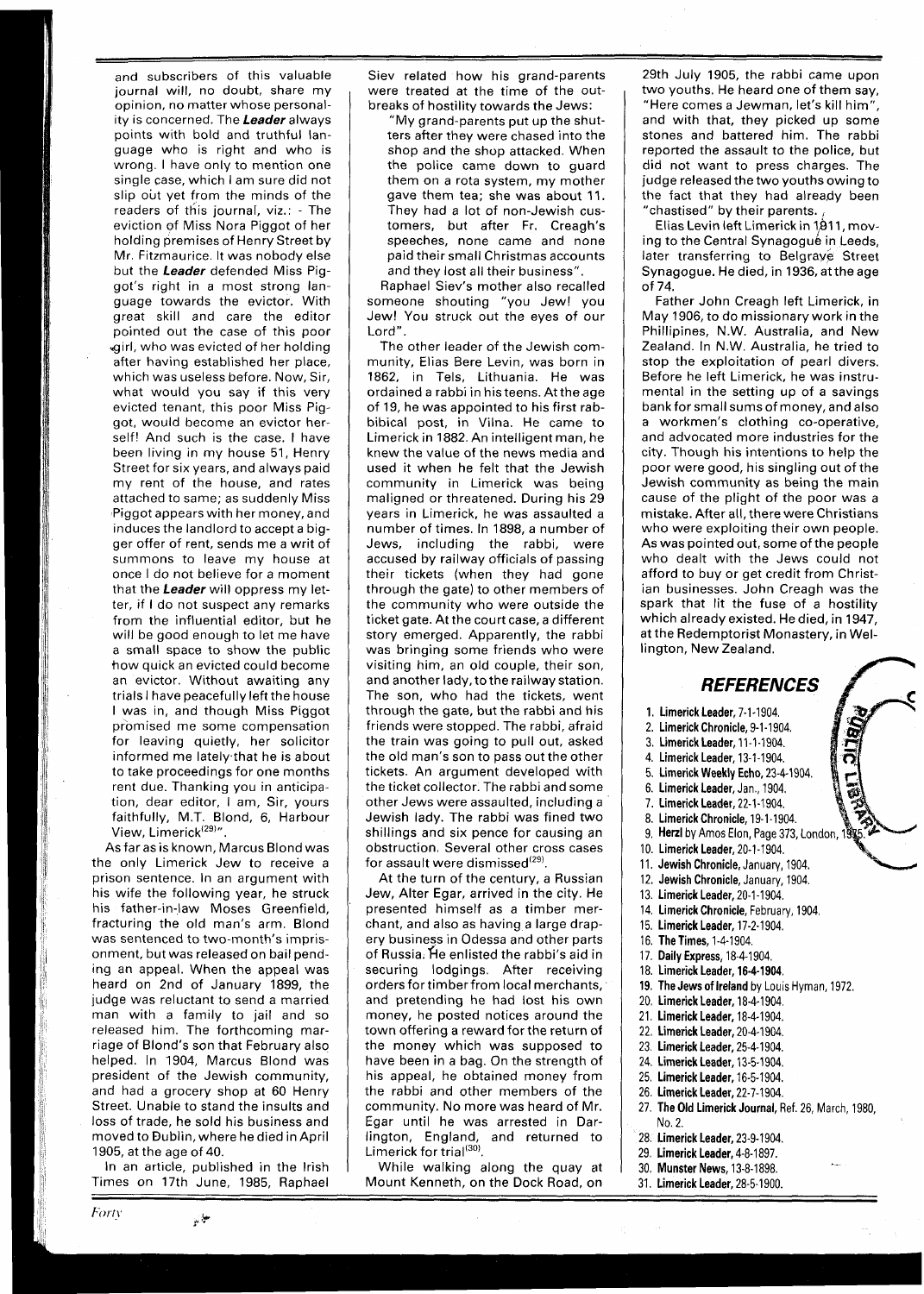and subscribers of this valuable journal will, no doubt, share my opinion, no matter whose personality is concerned. The ***Leader*** always points with bold and truthful language who is right and who is wrong. I have only to mention one single case, which I am sure did not slip out yet from the minds of the readers of this journal, viz.: - The eviction of Miss Nora Piggot of her holding premises of Henry Street by Mr. Fitzmaurice. It was nobody else but the ***Leader*** defended Miss Piggot's right in a most strong language towards the evictor. With great skill and care the editor pointed out the case of this poor girl, who was evicted of her holding after having established her place, which was useless before. Now, Sir, what would you say if this very evicted tenant, this poor Miss Piggot, would become an evictor herself! And such is the case. I have been living in my house 51, Henry Street for six years, and always paid my rent of the house, and rates attached to same; as suddenly Miss Piggot appears with her money, and induces the landlord to accept a bigger offer of rent, sends me a writ of summons to leave my house at once I do not believe for a moment that the ***Leader*** will oppress my letter, if I do not suspect any remarks from the influential editor, but he will be good enough to let me have a small space to show the public how quick an evicted could become an evictor. Without awaiting any trials I have peacefully left the house I was in, and though Miss Piggot promised me some compensation for leaving quietly, her solicitor informed me lately that he is about to take proceedings for one months rent due. Thanking you in anticipation, dear editor, I am, Sir, yours faithfully, M.T. Blond, 6, Harbour View, Limerick[29]".

As far as is known, Marcus Blond was the only Limerick Jew to receive a prison sentence. In an argument with his wife the following year, he struck his father-in-law Moses Greenfield, fracturing the old man's arm. Blond was sentenced to two-month's imprisonment, but was released on bail pending an appeal. When the appeal was heard on 2nd of January 1899, the judge was reluctant to send a married man with a family to jail and so released him. The forthcoming marriage of Blond's son that February also helped. In 1904, Marcus Blond was president of the Jewish community, and had a grocery shop at 60 Henry Street. Unable to stand the insults and loss of trade, he sold his business and moved to Dublin, where he died in April 1905, at the age of 40.

In an article, published in the Irish Times on 17th June, 1985, Raphael Siev related how his grand-parents were treated at the time of the outbreaks of hostility towards the Jews:

"My grand-parents put up the shutters after they were chased into the shop and the shop attacked. When the police came down to guard them on a rota system, my mother gave them tea; she was about 11. They had a lot of non-Jewish customers, but after Fr. Creagh's speeches, none came and none paid their small Christmas accounts and they lost all their business".

Raphael Siev's mother also recalled someone shouting "you Jew! you Jew! You struck out the eyes of our Lord".

The other leader of the Jewish community, Elias Bere Levin, was born in 1862, in Tels, Lithuania. He was ordained a rabbi in his teens. At the age of 19, he was appointed to his first rabbibical post, in Vilna. He came to Limerick in 1882. An intelligent man, he knew the value of the news media and used it when he felt that the Jewish community in Limerick was being maligned or threatened. During his 29 years in Limerick, he was assaulted a number of times. In 1898, a number of Jews, including the rabbi, were accused by railway officials of passing their tickets (when they had gone through the gate) to other members of the community who were outside the ticket gate. At the court case, a different story emerged. Apparently, the rabbi was bringing some friends who were visiting him, an old couple, their son, and another lady, to the railway station. The son, who had the tickets, went through the gate, but the rabbi and his friends were stopped. The rabbi, afraid the train was going to pull out, asked the old man's son to pass out the other tickets. An argument developed with the ticket collector. The rabbi and some other Jews were assaulted, including a Jewish lady. The rabbi was fined two shillings and six pence for causing an obstruction. Several other cross cases for assault were dismissed[29].

At the turn of the century, a Russian Jew, Alter Egar, arrived in the city. He presented himself as a timber merchant, and also as having a large drapery business in Odessa and other parts of Russia. He enlisted the rabbi's aid in securing lodgings. After receiving orders for timber from local merchants, and pretending he had lost his own money, he posted notices around the town offering a reward for the return of the money which was supposed to have been in a bag. On the strength of his appeal, he obtained money from the rabbi and other members of the community. No more was heard of Mr. Egar until he was arrested in Darlington, England, and returned to Limerick for trial[30].

While walking along the quay at Mount Kenneth, on the Dock Road, on 29th July 1905, the rabbi came upon two youths. He heard one of them say, "Here comes a Jewman, let's kill him", and with that, they picked up some stones and battered him. The rabbi reported the assault to the police, but did not want to press charges. The judge released the two youths owing to the fact that they had already been "chastised" by their parents.

Elias Levin left Limerick in 1911, moving to the Central Synagogue in Leeds, later transferring to Belgrave Street Synagogue. He died, in 1936, at the age of 74.

Father John Creagh left Limerick, in May 1906, to do missionary work in the Phillipines, N.W. Australia, and New Zealand. In N.W. Australia, he tried to stop the exploitation of pearl divers. Before he left Limerick, he was instrumental in the setting up of a savings bank for small sums of money, and also a workmen's clothing co-operative, and advocated more industries for the city. Though his intentions to help the poor were good, his singling out of the Jewish community as being the main cause of the plight of the poor was a mistake. After all, there were Christians who were exploiting their own people. As was pointed out, some of the people who dealt with the Jews could not afford to buy or get credit from Christian businesses. John Creagh was the spark that lit the fuse of a hostility which already existed. He died, in 1947, at the Redemptorist Monastery, in Wellington, New Zealand.

## REFERENCES

1. **Limerick Leader**, 7-1-1904.
2. **Limerick Chronicle**, 9-1-1904.
3. **Limerick Leader**, 11-1-1904.
4. **Limerick Leader**, 13-1-1904.
5. **Limerick Weekly Echo**, 23-4-1904.
6. **Limerick Leader**, Jan., 1904.
7. **Limerick Leader**, 22-1-1904.
8. **Limerick Chronicle**, 19-1-1904.
9. **Herzl** by Amos Elon, Page 373, London, 1975.
10. **Limerick Leader**, 20-1-1904.
11. **Jewish Chronicle**, January, 1904.
12. **Jewish Chronicle**, January, 1904.
13. **Limerick Leader**, 20-1-1904.
14. **Limerick Chronicle**, February, 1904.
15. **Limerick Leader**, 17-2-1904.
16. **The Times**, 1-4-1904.
17. **Daily Express**, 18-4-1904.
18. **Limerick Leader, 16-4-1904.**
19. **The Jews of Ireland** by Louis Hyman, 1972.
20. **Limerick Leader**, 18-4-1904.
21. **Limerick Leader**, 18-4-1904.
22. **Limerick Leader**, 20-4-1904.
23. **Limerick Leader**, 25-4-1904.
24. **Limerick Leader**, 13-5-1904.
25. **Limerick Leader**, 16-5-1904.
26. **Limerick Leader**, 22-7-1904.
27. **The Old Limerick Journal**, Ref. 26, March, 1980, No. 2.
28. **Limerick Leader**, 23-9-1904.
29. **Limerick Leader**, 4-8-1897.
30. **Munster News**, 13-8-1898.
31. **Limerick Leader**, 28-5-1900.